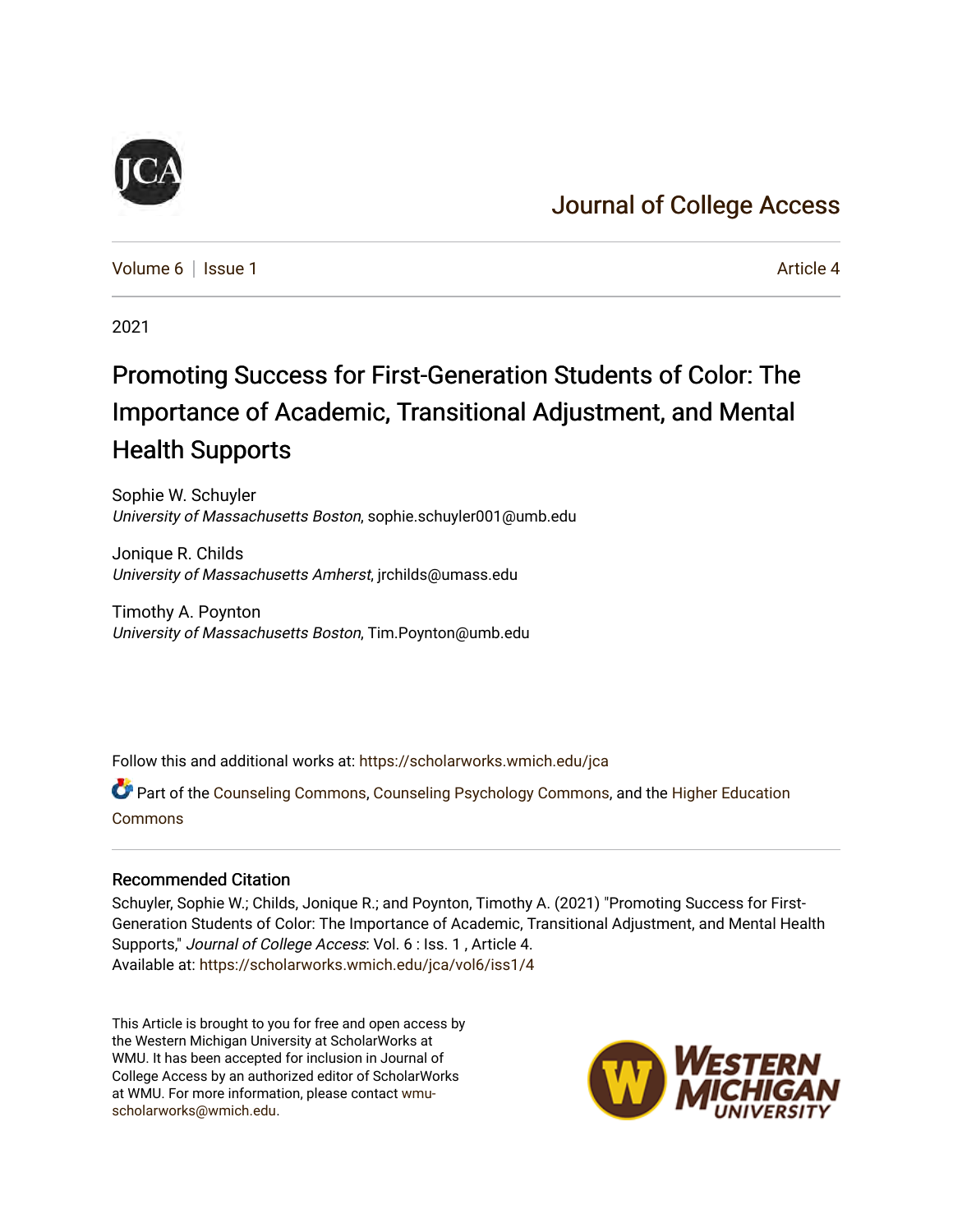# Journal of College Access

Volume 6 | Issue 1 | Article 4

2021

## Promoting Success for First-Generation Students of Color: The Importance of Academic, Transitional Adjustment, and Mental Health Supports

Sophie W. Schuyler
*University of Massachusetts Boston*, sophie.schuyler001@umb.edu

Jonique R. Childs
*University of Massachusetts Amherst*, jrchilds@umass.edu

Timothy A. Poynton
*University of Massachusetts Boston*, Tim.Poynton@umb.edu

Follow this and additional works at: https://scholarworks.wmich.edu/jca

Part of the Counseling Commons, Counseling Psychology Commons, and the Higher Education Commons

### Recommended Citation

Schuyler, Sophie W.; Childs, Jonique R.; and Poynton, Timothy A. (2021) "Promoting Success for First-Generation Students of Color: The Importance of Academic, Transitional Adjustment, and Mental Health Supports," *Journal of College Access*: Vol. 6 : Iss. 1 , Article 4.
Available at: https://scholarworks.wmich.edu/jca/vol6/iss1/4

This Article is brought to you for free and open access by the Western Michigan University at ScholarWorks at WMU. It has been accepted for inclusion in Journal of College Access by an authorized editor of ScholarWorks at WMU. For more information, please contact wmu-scholarworks@wmich.edu.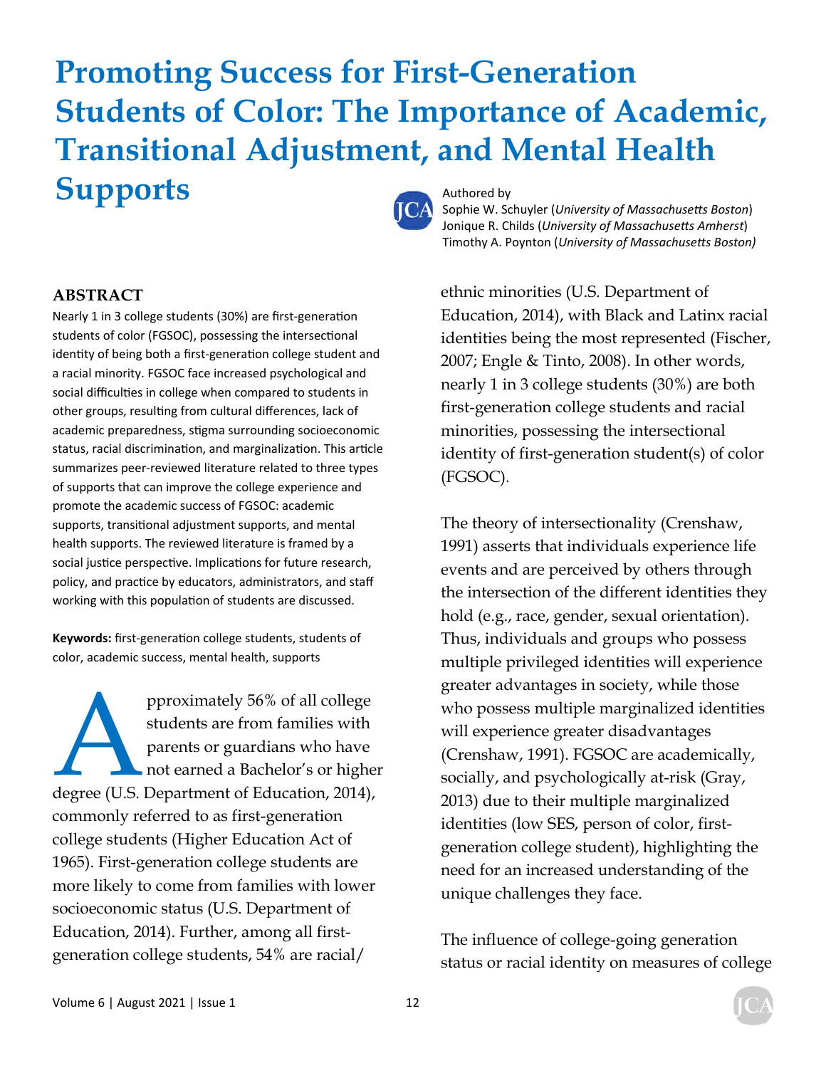# Promoting Success for First-Generation Students of Color: The Importance of Academic, Transitional Adjustment, and Mental Health Supports

Authored by
Sophie W. Schuyler (*University of Massachusetts Boston*)
Jonique R. Childs (*University of Massachusetts Amherst*)
Timothy A. Poynton (*University of Massachusetts Boston)*

## ABSTRACT

Nearly 1 in 3 college students (30%) are first-generation students of color (FGSOC), possessing the intersectional identity of being both a first-generation college student and a racial minority. FGSOC face increased psychological and social difficulties in college when compared to students in other groups, resulting from cultural differences, lack of academic preparedness, stigma surrounding socioeconomic status, racial discrimination, and marginalization. This article summarizes peer-reviewed literature related to three types of supports that can improve the college experience and promote the academic success of FGSOC: academic supports, transitional adjustment supports, and mental health supports. The reviewed literature is framed by a social justice perspective. Implications for future research, policy, and practice by educators, administrators, and staff working with this population of students are discussed.

**Keywords:** first-generation college students, students of color, academic success, mental health, supports

Approximately 56% of all college students are from families with parents or guardians who have not earned a Bachelor's or higher degree (U.S. Department of Education, 2014), commonly referred to as first-generation college students (Higher Education Act of 1965). First-generation college students are more likely to come from families with lower socioeconomic status (U.S. Department of Education, 2014). Further, among all first-generation college students, 54% are racial/ethnic minorities (U.S. Department of Education, 2014), with Black and Latinx racial identities being the most represented (Fischer, 2007; Engle & Tinto, 2008). In other words, nearly 1 in 3 college students (30%) are both first-generation college students and racial minorities, possessing the intersectional identity of first-generation student(s) of color (FGSOC).

The theory of intersectionality (Crenshaw, 1991) asserts that individuals experience life events and are perceived by others through the intersection of the different identities they hold (e.g., race, gender, sexual orientation). Thus, individuals and groups who possess multiple privileged identities will experience greater advantages in society, while those who possess multiple marginalized identities will experience greater disadvantages (Crenshaw, 1991). FGSOC are academically, socially, and psychologically at-risk (Gray, 2013) due to their multiple marginalized identities (low SES, person of color, first-generation college student), highlighting the need for an increased understanding of the unique challenges they face.

The influence of college-going generation status or racial identity on measures of college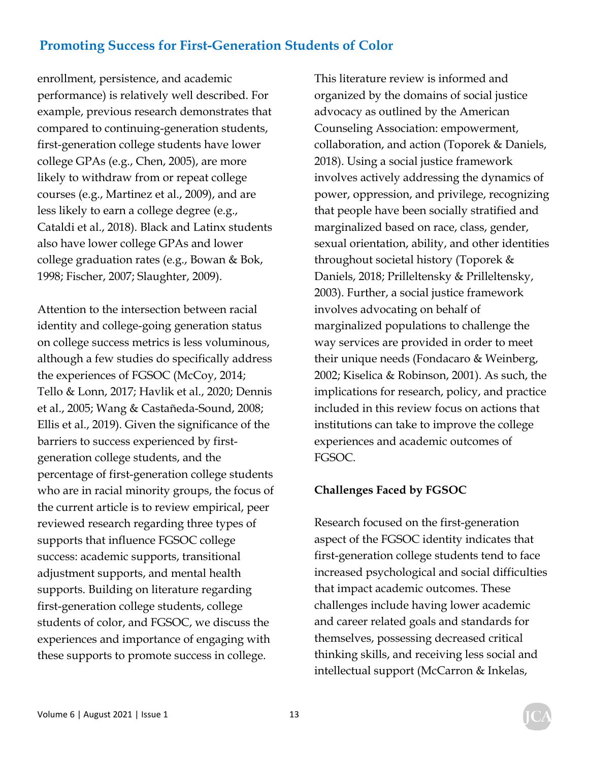enrollment, persistence, and academic performance) is relatively well described. For example, previous research demonstrates that compared to continuing-generation students, first-generation college students have lower college GPAs (e.g., Chen, 2005), are more likely to withdraw from or repeat college courses (e.g., Martinez et al., 2009), and are less likely to earn a college degree (e.g., Cataldi et al., 2018). Black and Latinx students also have lower college GPAs and lower college graduation rates (e.g., Bowan & Bok, 1998; Fischer, 2007; Slaughter, 2009).

Attention to the intersection between racial identity and college-going generation status on college success metrics is less voluminous, although a few studies do specifically address the experiences of FGSOC (McCoy, 2014; Tello & Lonn, 2017; Havlik et al., 2020; Dennis et al., 2005; Wang & Castañeda-Sound, 2008; Ellis et al., 2019). Given the significance of the barriers to success experienced by first-generation college students, and the percentage of first-generation college students who are in racial minority groups, the focus of the current article is to review empirical, peer reviewed research regarding three types of supports that influence FGSOC college success: academic supports, transitional adjustment supports, and mental health supports. Building on literature regarding first-generation college students, college students of color, and FGSOC, we discuss the experiences and importance of engaging with these supports to promote success in college.

This literature review is informed and organized by the domains of social justice advocacy as outlined by the American Counseling Association: empowerment, collaboration, and action (Toporek & Daniels, 2018). Using a social justice framework involves actively addressing the dynamics of power, oppression, and privilege, recognizing that people have been socially stratified and marginalized based on race, class, gender, sexual orientation, ability, and other identities throughout societal history (Toporek & Daniels, 2018; Prilleltensky & Prilleltensky, 2003). Further, a social justice framework involves advocating on behalf of marginalized populations to challenge the way services are provided in order to meet their unique needs (Fondacaro & Weinberg, 2002; Kiselica & Robinson, 2001). As such, the implications for research, policy, and practice included in this review focus on actions that institutions can take to improve the college experiences and academic outcomes of FGSOC.

**Challenges Faced by FGSOC**

Research focused on the first-generation aspect of the FGSOC identity indicates that first-generation college students tend to face increased psychological and social difficulties that impact academic outcomes. These challenges include having lower academic and career related goals and standards for themselves, possessing decreased critical thinking skills, and receiving less social and intellectual support (McCarron & Inkelas,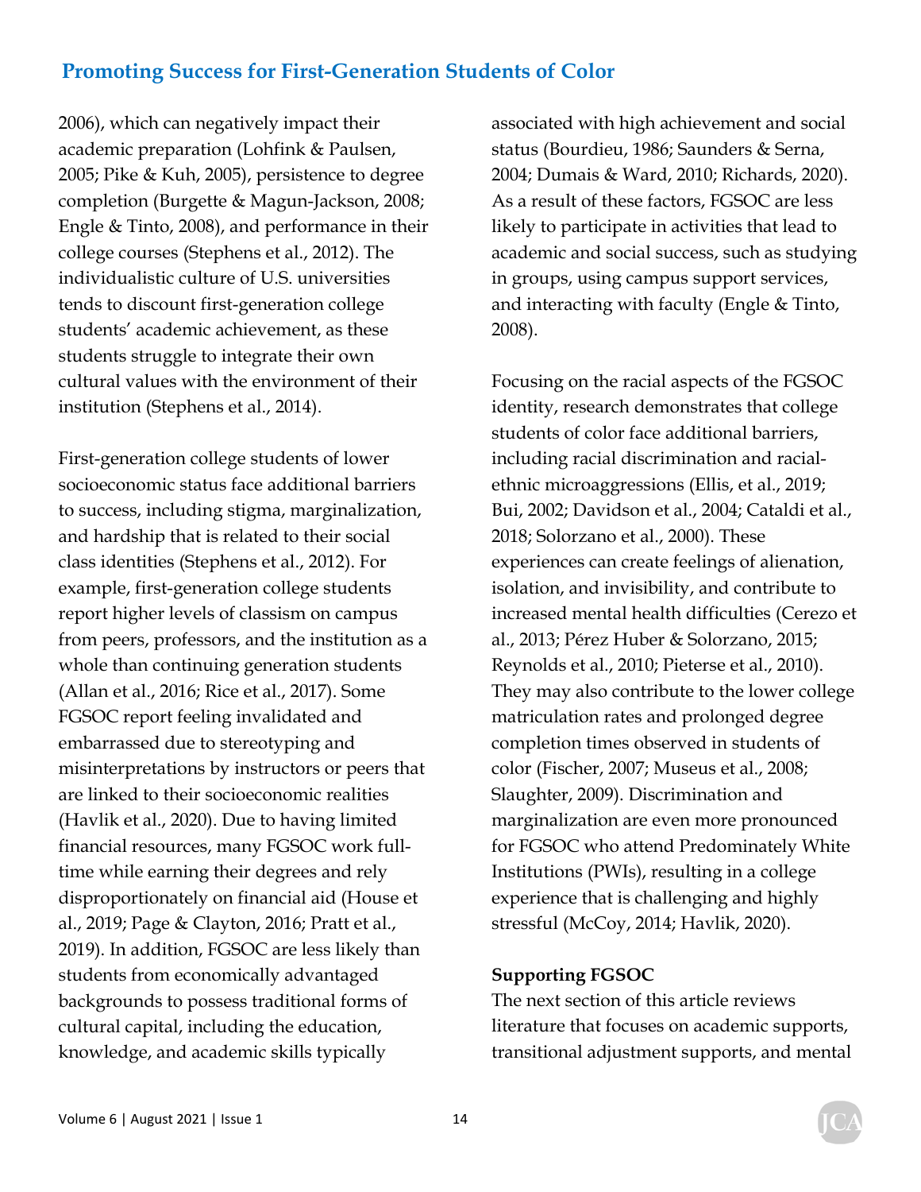2006), which can negatively impact their academic preparation (Lohfink & Paulsen, 2005; Pike & Kuh, 2005), persistence to degree completion (Burgette & Magun-Jackson, 2008; Engle & Tinto, 2008), and performance in their college courses (Stephens et al., 2012). The individualistic culture of U.S. universities tends to discount first-generation college students' academic achievement, as these students struggle to integrate their own cultural values with the environment of their institution (Stephens et al., 2014).

First-generation college students of lower socioeconomic status face additional barriers to success, including stigma, marginalization, and hardship that is related to their social class identities (Stephens et al., 2012). For example, first-generation college students report higher levels of classism on campus from peers, professors, and the institution as a whole than continuing generation students (Allan et al., 2016; Rice et al., 2017). Some FGSOC report feeling invalidated and embarrassed due to stereotyping and misinterpretations by instructors or peers that are linked to their socioeconomic realities (Havlik et al., 2020). Due to having limited financial resources, many FGSOC work full-time while earning their degrees and rely disproportionately on financial aid (House et al., 2019; Page & Clayton, 2016; Pratt et al., 2019). In addition, FGSOC are less likely than students from economically advantaged backgrounds to possess traditional forms of cultural capital, including the education, knowledge, and academic skills typically associated with high achievement and social status (Bourdieu, 1986; Saunders & Serna, 2004; Dumais & Ward, 2010; Richards, 2020). As a result of these factors, FGSOC are less likely to participate in activities that lead to academic and social success, such as studying in groups, using campus support services, and interacting with faculty (Engle & Tinto, 2008).

Focusing on the racial aspects of the FGSOC identity, research demonstrates that college students of color face additional barriers, including racial discrimination and racial-ethnic microaggressions (Ellis, et al., 2019; Bui, 2002; Davidson et al., 2004; Cataldi et al., 2018; Solorzano et al., 2000). These experiences can create feelings of alienation, isolation, and invisibility, and contribute to increased mental health difficulties (Cerezo et al., 2013; Pérez Huber & Solorzano, 2015; Reynolds et al., 2010; Pieterse et al., 2010). They may also contribute to the lower college matriculation rates and prolonged degree completion times observed in students of color (Fischer, 2007; Museus et al., 2008; Slaughter, 2009). Discrimination and marginalization are even more pronounced for FGSOC who attend Predominately White Institutions (PWIs), resulting in a college experience that is challenging and highly stressful (McCoy, 2014; Havlik, 2020).

**Supporting FGSOC**

The next section of this article reviews literature that focuses on academic supports, transitional adjustment supports, and mental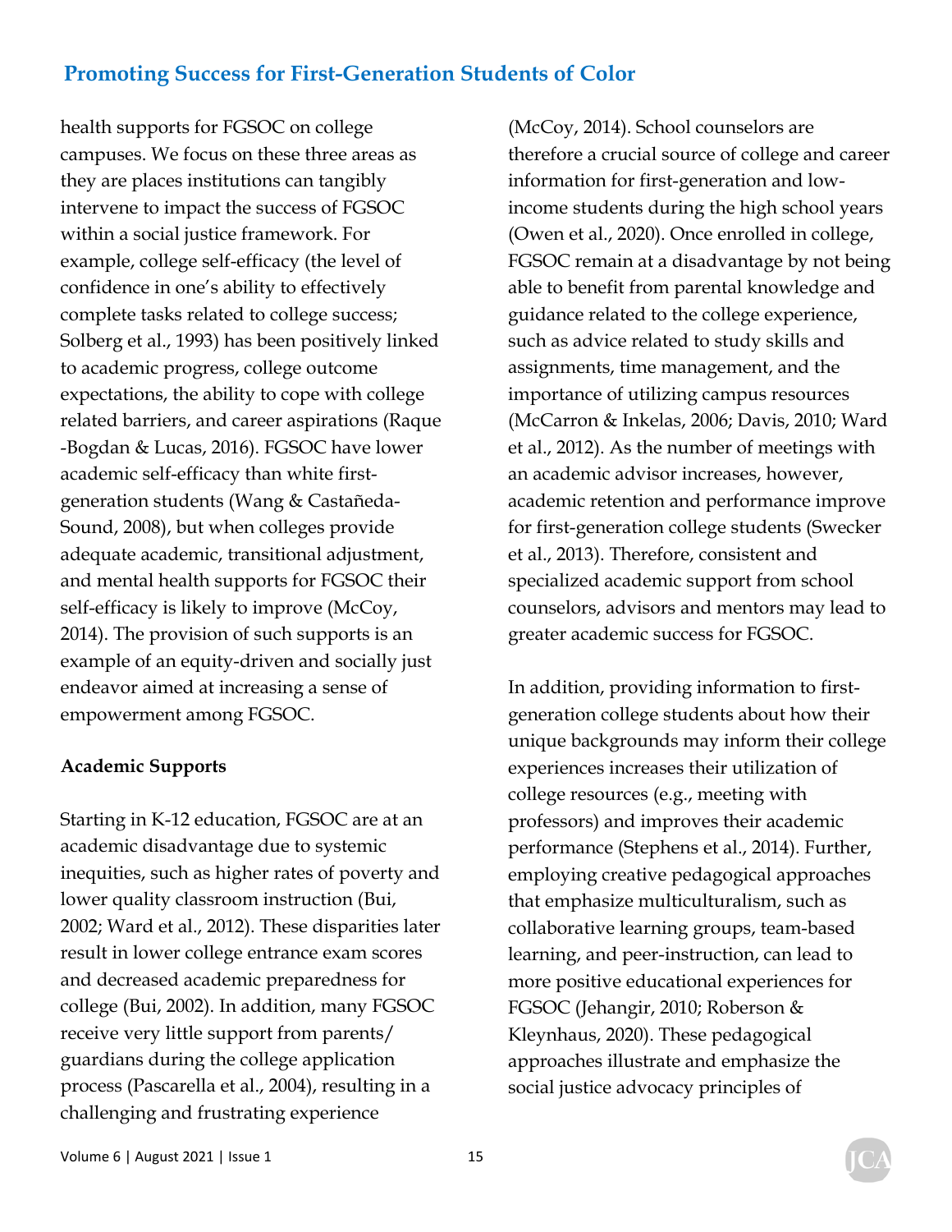health supports for FGSOC on college campuses. We focus on these three areas as they are places institutions can tangibly intervene to impact the success of FGSOC within a social justice framework. For example, college self-efficacy (the level of confidence in one's ability to effectively complete tasks related to college success; Solberg et al., 1993) has been positively linked to academic progress, college outcome expectations, the ability to cope with college related barriers, and career aspirations (Raque-Bogdan & Lucas, 2016). FGSOC have lower academic self-efficacy than white first-generation students (Wang & Castañeda-Sound, 2008), but when colleges provide adequate academic, transitional adjustment, and mental health supports for FGSOC their self-efficacy is likely to improve (McCoy, 2014). The provision of such supports is an example of an equity-driven and socially just endeavor aimed at increasing a sense of empowerment among FGSOC.

**Academic Supports**

Starting in K-12 education, FGSOC are at an academic disadvantage due to systemic inequities, such as higher rates of poverty and lower quality classroom instruction (Bui, 2002; Ward et al., 2012). These disparities later result in lower college entrance exam scores and decreased academic preparedness for college (Bui, 2002). In addition, many FGSOC receive very little support from parents/guardians during the college application process (Pascarella et al., 2004), resulting in a challenging and frustrating experience (McCoy, 2014). School counselors are therefore a crucial source of college and career information for first-generation and low-income students during the high school years (Owen et al., 2020). Once enrolled in college, FGSOC remain at a disadvantage by not being able to benefit from parental knowledge and guidance related to the college experience, such as advice related to study skills and assignments, time management, and the importance of utilizing campus resources (McCarron & Inkelas, 2006; Davis, 2010; Ward et al., 2012). As the number of meetings with an academic advisor increases, however, academic retention and performance improve for first-generation college students (Swecker et al., 2013). Therefore, consistent and specialized academic support from school counselors, advisors and mentors may lead to greater academic success for FGSOC.

In addition, providing information to first-generation college students about how their unique backgrounds may inform their college experiences increases their utilization of college resources (e.g., meeting with professors) and improves their academic performance (Stephens et al., 2014). Further, employing creative pedagogical approaches that emphasize multiculturalism, such as collaborative learning groups, team-based learning, and peer-instruction, can lead to more positive educational experiences for FGSOC (Jehangir, 2010; Roberson & Kleynhaus, 2020). These pedagogical approaches illustrate and emphasize the social justice advocacy principles of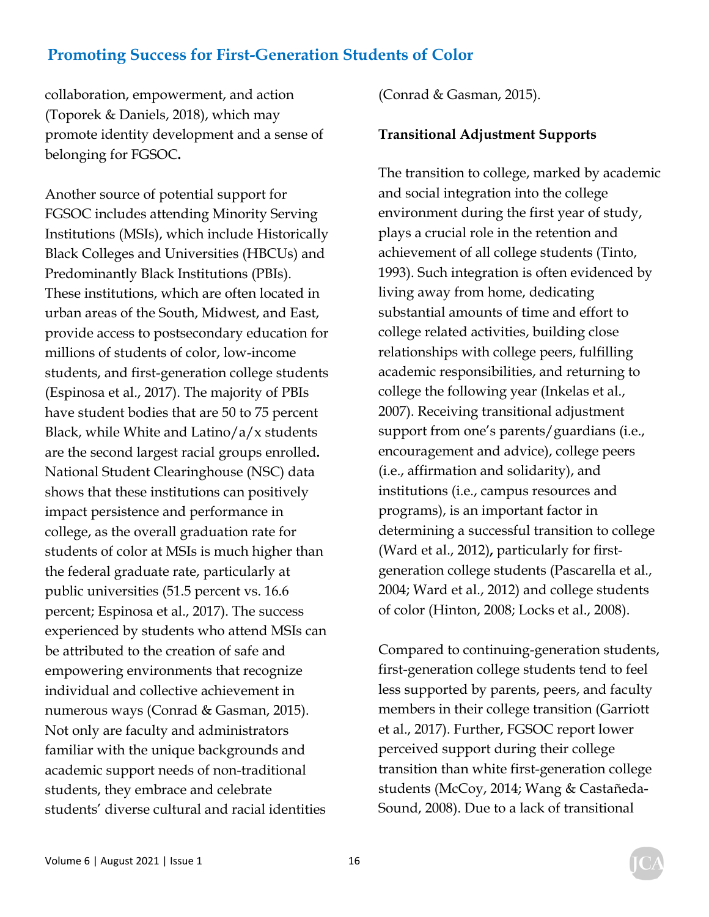collaboration, empowerment, and action (Toporek & Daniels, 2018), which may promote identity development and a sense of belonging for FGSOC**.**

Another source of potential support for FGSOC includes attending Minority Serving Institutions (MSIs), which include Historically Black Colleges and Universities (HBCUs) and Predominantly Black Institutions (PBIs). These institutions, which are often located in urban areas of the South, Midwest, and East, provide access to postsecondary education for millions of students of color, low-income students, and first-generation college students (Espinosa et al., 2017). The majority of PBIs have student bodies that are 50 to 75 percent Black, while White and Latino/a/x students are the second largest racial groups enrolled**.** National Student Clearinghouse (NSC) data shows that these institutions can positively impact persistence and performance in college, as the overall graduation rate for students of color at MSIs is much higher than the federal graduate rate, particularly at public universities (51.5 percent vs. 16.6 percent; Espinosa et al., 2017). The success experienced by students who attend MSIs can be attributed to the creation of safe and empowering environments that recognize individual and collective achievement in numerous ways (Conrad & Gasman, 2015). Not only are faculty and administrators familiar with the unique backgrounds and academic support needs of non-traditional students, they embrace and celebrate students' diverse cultural and racial identities (Conrad & Gasman, 2015).

**Transitional Adjustment Supports**

The transition to college, marked by academic and social integration into the college environment during the first year of study, plays a crucial role in the retention and achievement of all college students (Tinto, 1993). Such integration is often evidenced by living away from home, dedicating substantial amounts of time and effort to college related activities, building close relationships with college peers, fulfilling academic responsibilities, and returning to college the following year (Inkelas et al., 2007). Receiving transitional adjustment support from one's parents/guardians (i.e., encouragement and advice), college peers (i.e., affirmation and solidarity), and institutions (i.e., campus resources and programs), is an important factor in determining a successful transition to college (Ward et al., 2012)**,** particularly for first-generation college students (Pascarella et al., 2004; Ward et al., 2012) and college students of color (Hinton, 2008; Locks et al., 2008).

Compared to continuing-generation students, first-generation college students tend to feel less supported by parents, peers, and faculty members in their college transition (Garriott et al., 2017). Further, FGSOC report lower perceived support during their college transition than white first-generation college students (McCoy, 2014; Wang & Castañeda-Sound, 2008). Due to a lack of transitional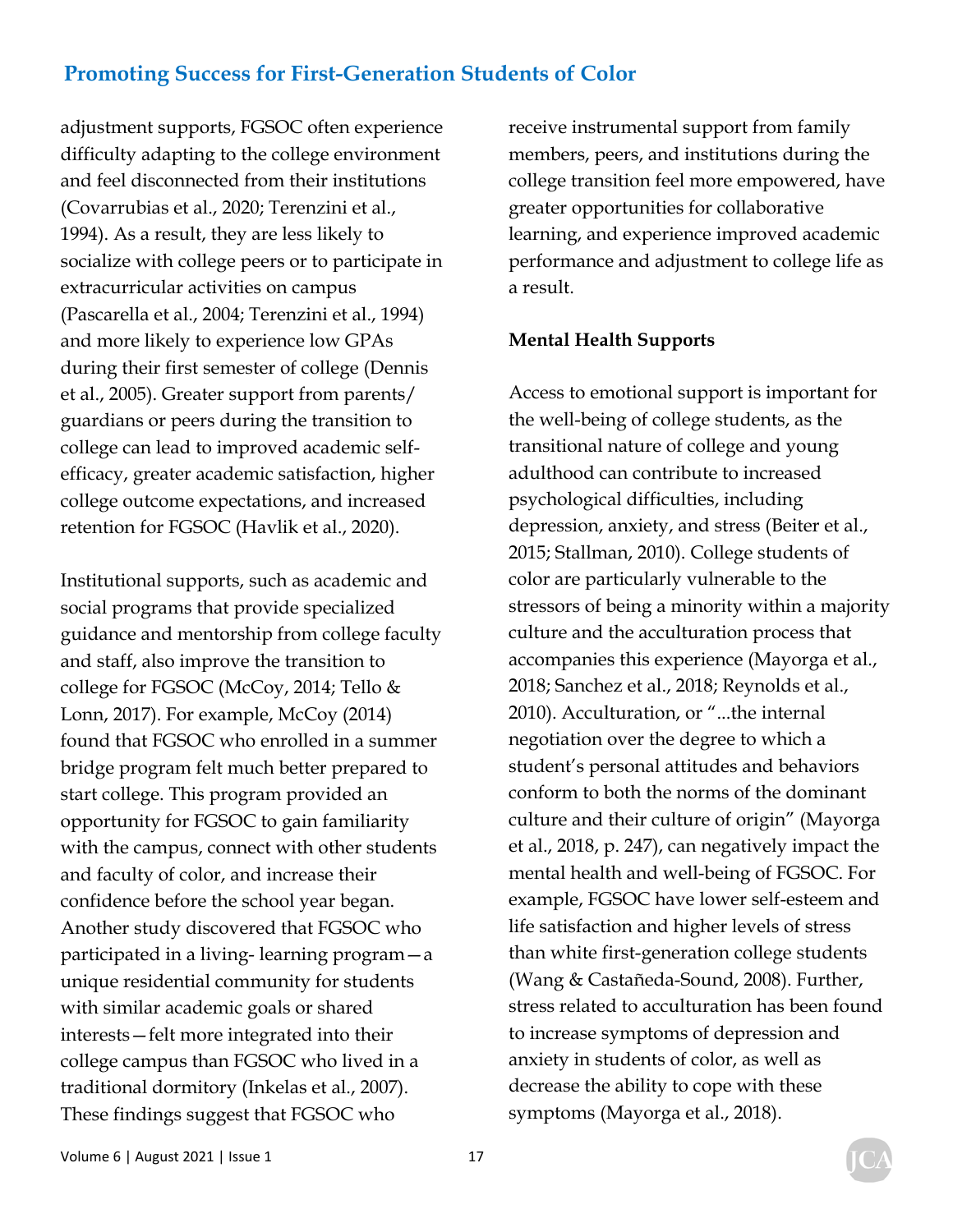adjustment supports, FGSOC often experience difficulty adapting to the college environment and feel disconnected from their institutions (Covarrubias et al., 2020; Terenzini et al., 1994). As a result, they are less likely to socialize with college peers or to participate in extracurricular activities on campus (Pascarella et al., 2004; Terenzini et al., 1994) and more likely to experience low GPAs during their first semester of college (Dennis et al., 2005). Greater support from parents/guardians or peers during the transition to college can lead to improved academic self-efficacy, greater academic satisfaction, higher college outcome expectations, and increased retention for FGSOC (Havlik et al., 2020).

Institutional supports, such as academic and social programs that provide specialized guidance and mentorship from college faculty and staff, also improve the transition to college for FGSOC (McCoy, 2014; Tello & Lonn, 2017). For example, McCoy (2014) found that FGSOC who enrolled in a summer bridge program felt much better prepared to start college. This program provided an opportunity for FGSOC to gain familiarity with the campus, connect with other students and faculty of color, and increase their confidence before the school year began. Another study discovered that FGSOC who participated in a living- learning program—a unique residential community for students with similar academic goals or shared interests—felt more integrated into their college campus than FGSOC who lived in a traditional dormitory (Inkelas et al., 2007). These findings suggest that FGSOC who receive instrumental support from family members, peers, and institutions during the college transition feel more empowered, have greater opportunities for collaborative learning, and experience improved academic performance and adjustment to college life as a result.

**Mental Health Supports**

Access to emotional support is important for the well-being of college students, as the transitional nature of college and young adulthood can contribute to increased psychological difficulties, including depression, anxiety, and stress (Beiter et al., 2015; Stallman, 2010). College students of color are particularly vulnerable to the stressors of being a minority within a majority culture and the acculturation process that accompanies this experience (Mayorga et al., 2018; Sanchez et al., 2018; Reynolds et al., 2010). Acculturation, or "...the internal negotiation over the degree to which a student's personal attitudes and behaviors conform to both the norms of the dominant culture and their culture of origin" (Mayorga et al., 2018, p. 247), can negatively impact the mental health and well-being of FGSOC. For example, FGSOC have lower self-esteem and life satisfaction and higher levels of stress than white first-generation college students (Wang & Castañeda-Sound, 2008). Further, stress related to acculturation has been found to increase symptoms of depression and anxiety in students of color, as well as decrease the ability to cope with these symptoms (Mayorga et al., 2018).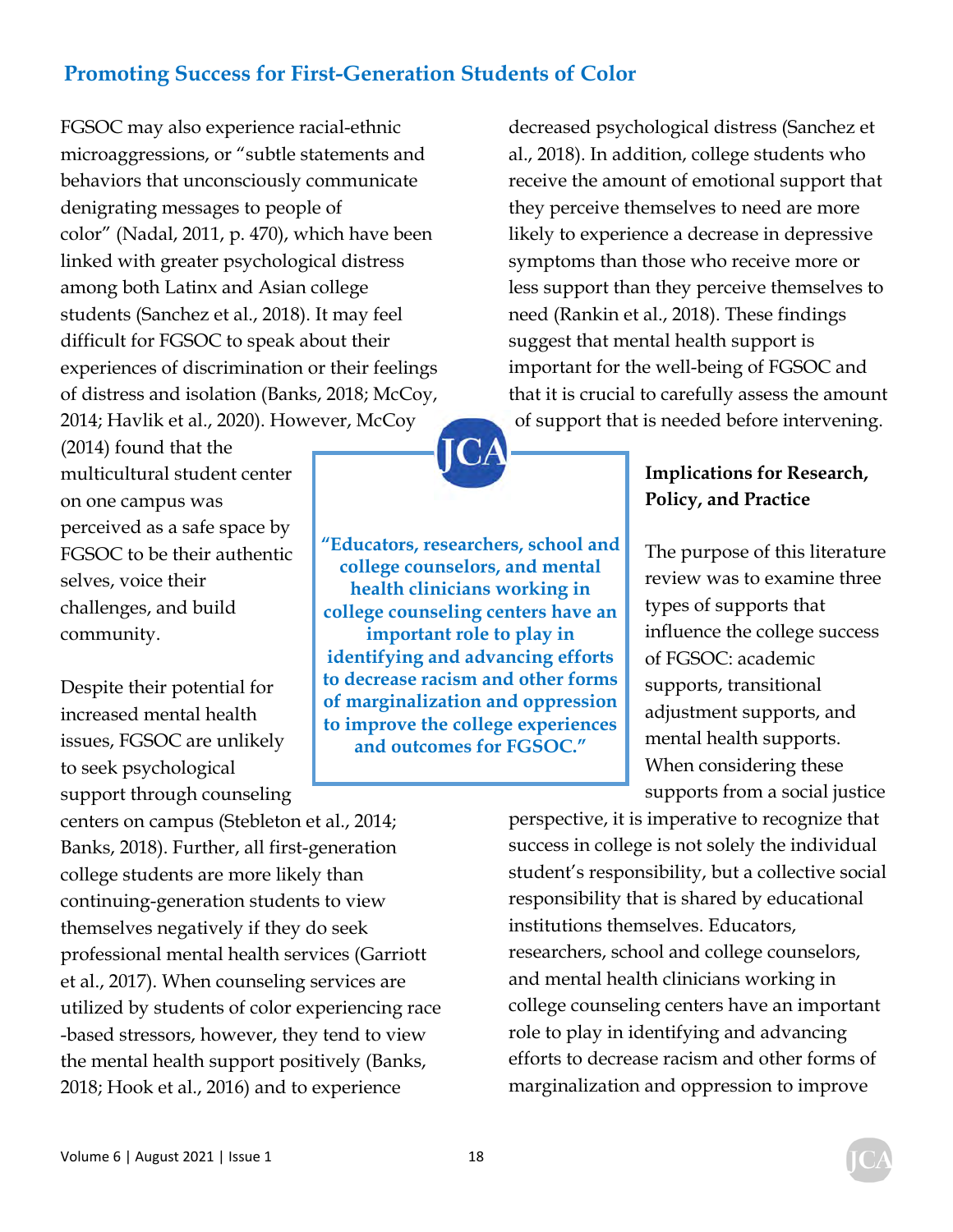FGSOC may also experience racial-ethnic microaggressions, or "subtle statements and behaviors that unconsciously communicate denigrating messages to people of color" (Nadal, 2011, p. 470), which have been linked with greater psychological distress among both Latinx and Asian college students (Sanchez et al., 2018). It may feel difficult for FGSOC to speak about their experiences of discrimination or their feelings of distress and isolation (Banks, 2018; McCoy, 2014; Havlik et al., 2020). However, McCoy (2014) found that the multicultural student center on one campus was perceived as a safe space by FGSOC to be their authentic selves, voice their challenges, and build community.

Despite their potential for increased mental health issues, FGSOC are unlikely to seek psychological support through counseling centers on campus (Stebleton et al., 2014; Banks, 2018). Further, all first-generation college students are more likely than continuing-generation students to view themselves negatively if they do seek professional mental health services (Garriott et al., 2017). When counseling services are utilized by students of color experiencing race-based stressors, however, they tend to view the mental health support positively (Banks, 2018; Hook et al., 2016) and to experience decreased psychological distress (Sanchez et al., 2018). In addition, college students who receive the amount of emotional support that they perceive themselves to need are more likely to experience a decrease in depressive symptoms than those who receive more or less support than they perceive themselves to need (Rankin et al., 2018). These findings suggest that mental health support is important for the well-being of FGSOC and that it is crucial to carefully assess the amount of support that is needed before intervening.

> **"Educators, researchers, school and college counselors, and mental health clinicians working in college counseling centers have an important role to play in identifying and advancing efforts to decrease racism and other forms of marginalization and oppression to improve the college experiences and outcomes for FGSOC."**

### Implications for Research, Policy, and Practice

The purpose of this literature review was to examine three types of supports that influence the college success of FGSOC: academic supports, transitional adjustment supports, and mental health supports. When considering these supports from a social justice perspective, it is imperative to recognize that success in college is not solely the individual student's responsibility, but a collective social responsibility that is shared by educational institutions themselves. Educators, researchers, school and college counselors, and mental health clinicians working in college counseling centers have an important role to play in identifying and advancing efforts to decrease racism and other forms of marginalization and oppression to improve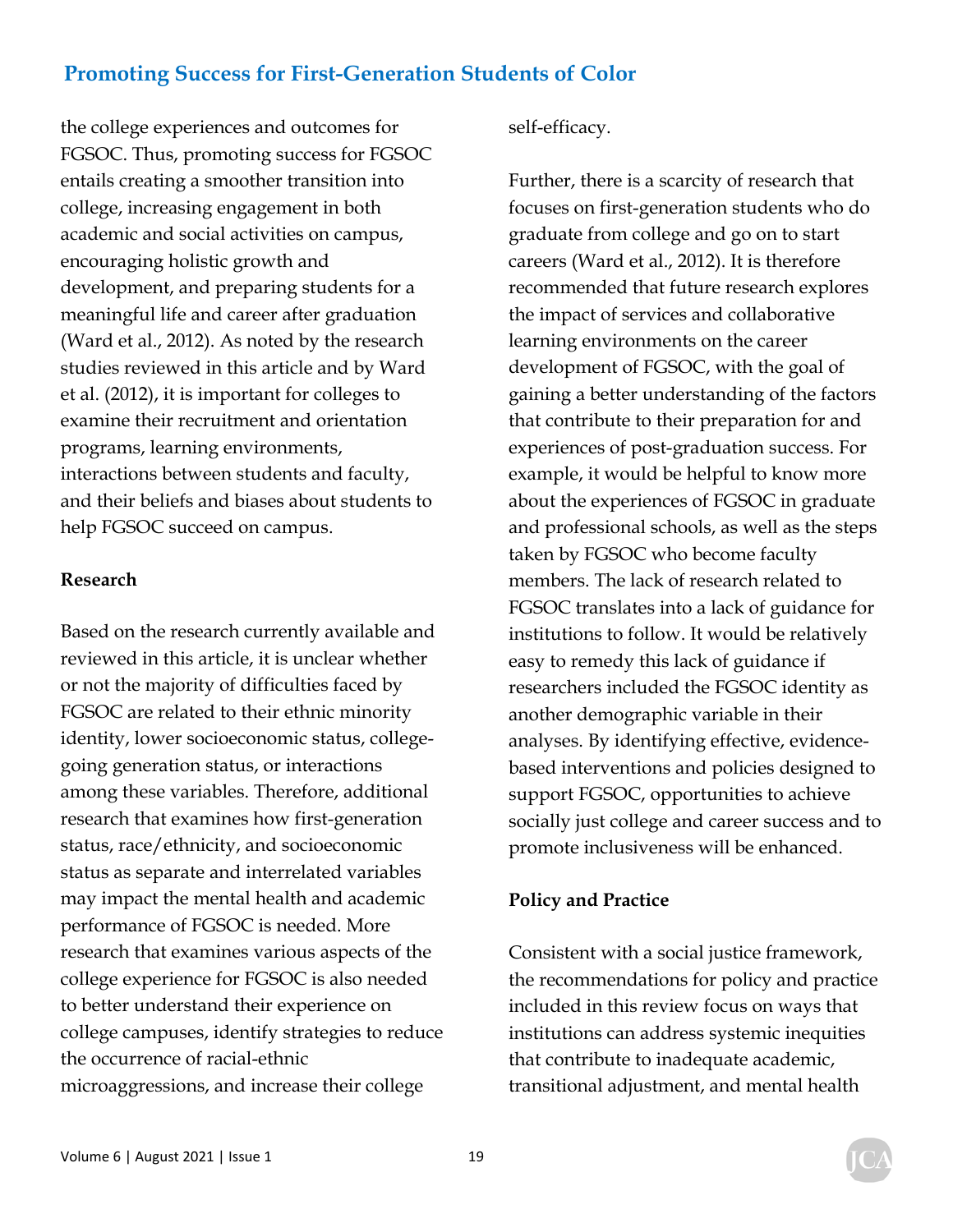the college experiences and outcomes for FGSOC. Thus, promoting success for FGSOC entails creating a smoother transition into college, increasing engagement in both academic and social activities on campus, encouraging holistic growth and development, and preparing students for a meaningful life and career after graduation (Ward et al., 2012). As noted by the research studies reviewed in this article and by Ward et al. (2012), it is important for colleges to examine their recruitment and orientation programs, learning environments, interactions between students and faculty, and their beliefs and biases about students to help FGSOC succeed on campus.

**Research**

Based on the research currently available and reviewed in this article, it is unclear whether or not the majority of difficulties faced by FGSOC are related to their ethnic minority identity, lower socioeconomic status, college-going generation status, or interactions among these variables. Therefore, additional research that examines how first-generation status, race/ethnicity, and socioeconomic status as separate and interrelated variables may impact the mental health and academic performance of FGSOC is needed. More research that examines various aspects of the college experience for FGSOC is also needed to better understand their experience on college campuses, identify strategies to reduce the occurrence of racial-ethnic microaggressions, and increase their college self-efficacy.

Further, there is a scarcity of research that focuses on first-generation students who do graduate from college and go on to start careers (Ward et al., 2012). It is therefore recommended that future research explores the impact of services and collaborative learning environments on the career development of FGSOC, with the goal of gaining a better understanding of the factors that contribute to their preparation for and experiences of post-graduation success. For example, it would be helpful to know more about the experiences of FGSOC in graduate and professional schools, as well as the steps taken by FGSOC who become faculty members. The lack of research related to FGSOC translates into a lack of guidance for institutions to follow. It would be relatively easy to remedy this lack of guidance if researchers included the FGSOC identity as another demographic variable in their analyses. By identifying effective, evidence-based interventions and policies designed to support FGSOC, opportunities to achieve socially just college and career success and to promote inclusiveness will be enhanced.

**Policy and Practice**

Consistent with a social justice framework, the recommendations for policy and practice included in this review focus on ways that institutions can address systemic inequities that contribute to inadequate academic, transitional adjustment, and mental health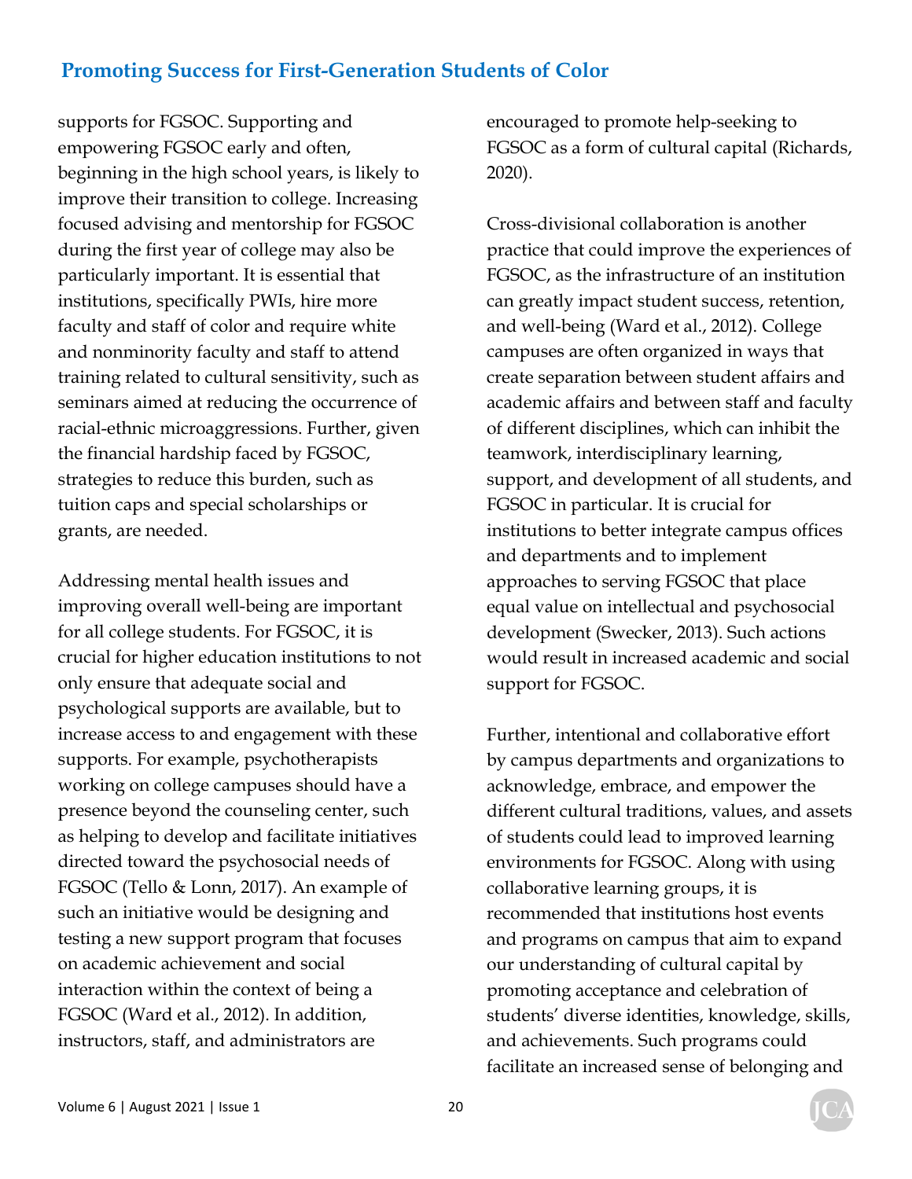supports for FGSOC. Supporting and empowering FGSOC early and often, beginning in the high school years, is likely to improve their transition to college. Increasing focused advising and mentorship for FGSOC during the first year of college may also be particularly important. It is essential that institutions, specifically PWIs, hire more faculty and staff of color and require white and nonminority faculty and staff to attend training related to cultural sensitivity, such as seminars aimed at reducing the occurrence of racial-ethnic microaggressions. Further, given the financial hardship faced by FGSOC, strategies to reduce this burden, such as tuition caps and special scholarships or grants, are needed.

Addressing mental health issues and improving overall well-being are important for all college students. For FGSOC, it is crucial for higher education institutions to not only ensure that adequate social and psychological supports are available, but to increase access to and engagement with these supports. For example, psychotherapists working on college campuses should have a presence beyond the counseling center, such as helping to develop and facilitate initiatives directed toward the psychosocial needs of FGSOC (Tello & Lonn, 2017). An example of such an initiative would be designing and testing a new support program that focuses on academic achievement and social interaction within the context of being a FGSOC (Ward et al., 2012). In addition, instructors, staff, and administrators are encouraged to promote help-seeking to FGSOC as a form of cultural capital (Richards, 2020).

Cross-divisional collaboration is another practice that could improve the experiences of FGSOC, as the infrastructure of an institution can greatly impact student success, retention, and well-being (Ward et al., 2012). College campuses are often organized in ways that create separation between student affairs and academic affairs and between staff and faculty of different disciplines, which can inhibit the teamwork, interdisciplinary learning, support, and development of all students, and FGSOC in particular. It is crucial for institutions to better integrate campus offices and departments and to implement approaches to serving FGSOC that place equal value on intellectual and psychosocial development (Swecker, 2013). Such actions would result in increased academic and social support for FGSOC.

Further, intentional and collaborative effort by campus departments and organizations to acknowledge, embrace, and empower the different cultural traditions, values, and assets of students could lead to improved learning environments for FGSOC. Along with using collaborative learning groups, it is recommended that institutions host events and programs on campus that aim to expand our understanding of cultural capital by promoting acceptance and celebration of students' diverse identities, knowledge, skills, and achievements. Such programs could facilitate an increased sense of belonging and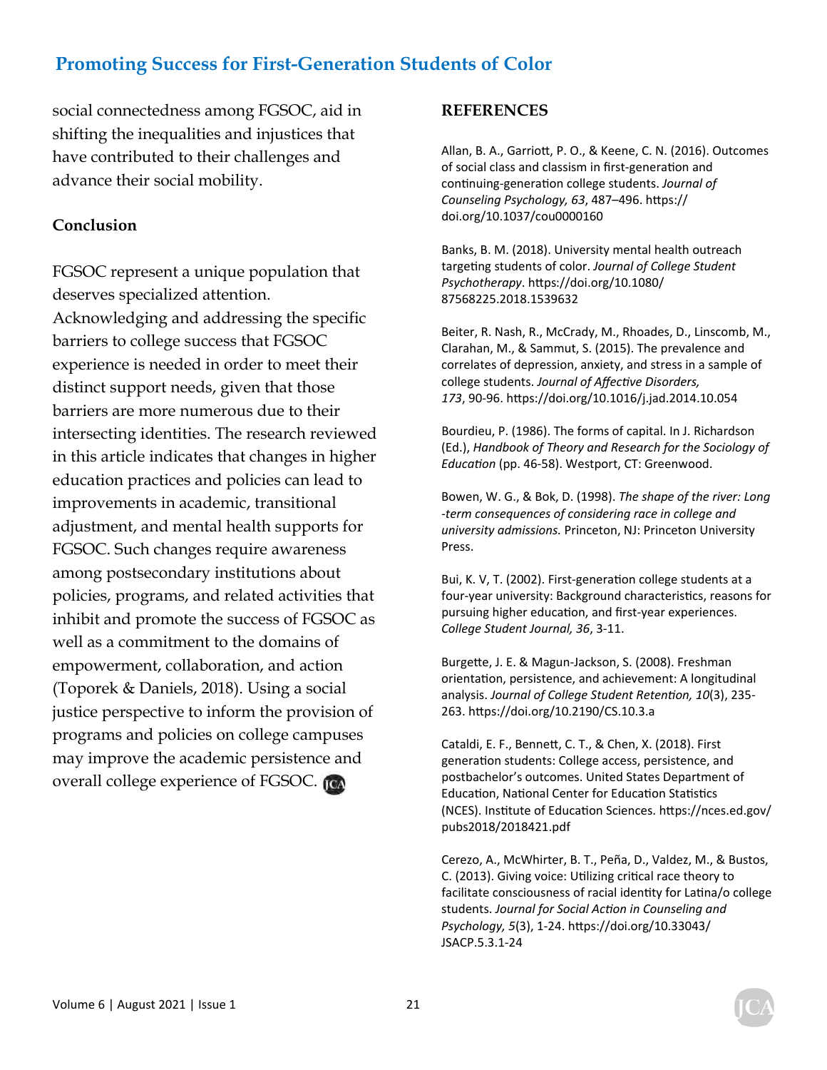social connectedness among FGSOC, aid in shifting the inequalities and injustices that have contributed to their challenges and advance their social mobility.

### Conclusion

FGSOC represent a unique population that deserves specialized attention. Acknowledging and addressing the specific barriers to college success that FGSOC experience is needed in order to meet their distinct support needs, given that those barriers are more numerous due to their intersecting identities. The research reviewed in this article indicates that changes in higher education practices and policies can lead to improvements in academic, transitional adjustment, and mental health supports for FGSOC. Such changes require awareness among postsecondary institutions about policies, programs, and related activities that inhibit and promote the success of FGSOC as well as a commitment to the domains of empowerment, collaboration, and action (Toporek & Daniels, 2018). Using a social justice perspective to inform the provision of programs and policies on college campuses may improve the academic persistence and overall college experience of FGSOC.

## REFERENCES

Allan, B. A., Garriott, P. O., & Keene, C. N. (2016). Outcomes of social class and classism in first-generation and continuing-generation college students. *Journal of Counseling Psychology, 63*, 487–496. https://doi.org/10.1037/cou0000160

Banks, B. M. (2018). University mental health outreach targeting students of color. *Journal of College Student Psychotherapy*. https://doi.org/10.1080/87568225.2018.1539632

Beiter, R. Nash, R., McCrady, M., Rhoades, D., Linscomb, M., Clarahan, M., & Sammut, S. (2015). The prevalence and correlates of depression, anxiety, and stress in a sample of college students. *Journal of Affective Disorders, 173*, 90-96. https://doi.org/10.1016/j.jad.2014.10.054

Bourdieu, P. (1986). The forms of capital. In J. Richardson (Ed.), *Handbook of Theory and Research for the Sociology of Education* (pp. 46-58). Westport, CT: Greenwood.

Bowen, W. G., & Bok, D. (1998). *The shape of the river: Long-term consequences of considering race in college and university admissions.* Princeton, NJ: Princeton University Press.

Bui, K. V, T. (2002). First-generation college students at a four-year university: Background characteristics, reasons for pursuing higher education, and first-year experiences. *College Student Journal, 36*, 3-11.

Burgette, J. E. & Magun-Jackson, S. (2008). Freshman orientation, persistence, and achievement: A longitudinal analysis. *Journal of College Student Retention, 10*(3), 235-263. https://doi.org/10.2190/CS.10.3.a

Cataldi, E. F., Bennett, C. T., & Chen, X. (2018). First generation students: College access, persistence, and postbachelor's outcomes. United States Department of Education, National Center for Education Statistics (NCES). Institute of Education Sciences. https://nces.ed.gov/pubs2018/2018421.pdf

Cerezo, A., McWhirter, B. T., Peña, D., Valdez, M., & Bustos, C. (2013). Giving voice: Utilizing critical race theory to facilitate consciousness of racial identity for Latina/o college students. *Journal for Social Action in Counseling and Psychology, 5*(3), 1-24. https://doi.org/10.33043/JSACP.5.3.1-24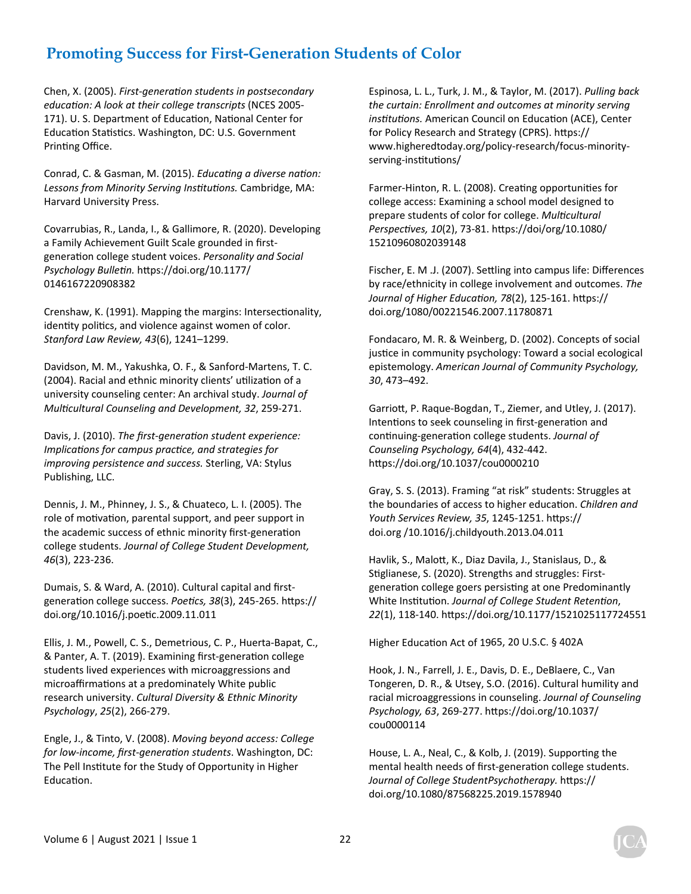Chen, X. (2005). *First-generation students in postsecondary education: A look at their college transcripts* (NCES 2005-171). U. S. Department of Education, National Center for Education Statistics. Washington, DC: U.S. Government Printing Office.

Conrad, C. & Gasman, M. (2015). *Educating a diverse nation: Lessons from Minority Serving Institutions.* Cambridge, MA: Harvard University Press.

Covarrubias, R., Landa, I., & Gallimore, R. (2020). Developing a Family Achievement Guilt Scale grounded in first-generation college student voices. *Personality and Social Psychology Bulletin.* https://doi.org/10.1177/0146167220908382

Crenshaw, K. (1991). Mapping the margins: Intersectionality, identity politics, and violence against women of color. *Stanford Law Review, 43*(6), 1241–1299.

Davidson, M. M., Yakushka, O. F., & Sanford-Martens, T. C. (2004). Racial and ethnic minority clients' utilization of a university counseling center: An archival study. *Journal of Multicultural Counseling and Development, 32*, 259-271.

Davis, J. (2010). *The first-generation student experience: Implications for campus practice, and strategies for improving persistence and success.* Sterling, VA: Stylus Publishing, LLC.

Dennis, J. M., Phinney, J. S., & Chuateco, L. I. (2005). The role of motivation, parental support, and peer support in the academic success of ethnic minority first-generation college students. *Journal of College Student Development, 46*(3), 223-236.

Dumais, S. & Ward, A. (2010). Cultural capital and first-generation college success. *Poetics, 38*(3), 245-265. https://doi.org/10.1016/j.poetic.2009.11.011

Ellis, J. M., Powell, C. S., Demetriou, C. P., Huerta-Bapat, C., & Panter, A. T. (2019). Examining first-generation college students lived experiences with microaggressions and microaffirmations at a predominately White public research university. *Cultural Diversity & Ethnic Minority Psychology*, *25*(2), 266-279.

Engle, J., & Tinto, V. (2008). *Moving beyond access: College for low-income, first-generation students*. Washington, DC: The Pell Institute for the Study of Opportunity in Higher Education.

Espinosa, L. L., Turk, J. M., & Taylor, M. (2017). *Pulling back the curtain: Enrollment and outcomes at minority serving institutions.* American Council on Education (ACE), Center for Policy Research and Strategy (CPRS). https://www.higheredtoday.org/policy-research/focus-minority-serving-institutions/

Farmer-Hinton, R. L. (2008). Creating opportunities for college access: Examining a school model designed to prepare students of color for college. *Multicultural Perspectives, 10*(2), 73-81. https://doi/org/10.1080/15210960802039148

Fischer, E. M .J. (2007). Settling into campus life: Differences by race/ethnicity in college involvement and outcomes. *The Journal of Higher Education, 78*(2), 125-161. https://doi.org/1080/00221546.2007.11780871

Fondacaro, M. R. & Weinberg, D. (2002). Concepts of social justice in community psychology: Toward a social ecological epistemology. *American Journal of Community Psychology, 30*, 473–492.

Garriott, P. Raque-Bogdan, T., Ziemer, and Utley, J. (2017). Intentions to seek counseling in first-generation and continuing-generation college students. *Journal of Counseling Psychology, 64*(4), 432-442. https://doi.org/10.1037/cou0000210

Gray, S. S. (2013). Framing "at risk" students: Struggles at the boundaries of access to higher education. *Children and Youth Services Review, 35*, 1245-1251. https://doi.org /10.1016/j.childyouth.2013.04.011

Havlik, S., Malott, K., Diaz Davila, J., Stanislaus, D., & Stiglianese, S. (2020). Strengths and struggles: First-generation college goers persisting at one Predominantly White Institution. *Journal of College Student Retention*, *22*(1), 118-140. https://doi.org/10.1177/1521025117724551

Higher Education Act of 1965, 20 U.S.C. § 402A

Hook, J. N., Farrell, J. E., Davis, D. E., DeBlaere, C., Van Tongeren, D. R., & Utsey, S.O. (2016). Cultural humility and racial microaggressions in counseling. *Journal of Counseling Psychology, 63*, 269-277. https://doi.org/10.1037/cou0000114

House, L. A., Neal, C., & Kolb, J. (2019). Supporting the mental health needs of first-generation college students. *Journal of College StudentPsychotherapy.* https://doi.org/10.1080/87568225.2019.1578940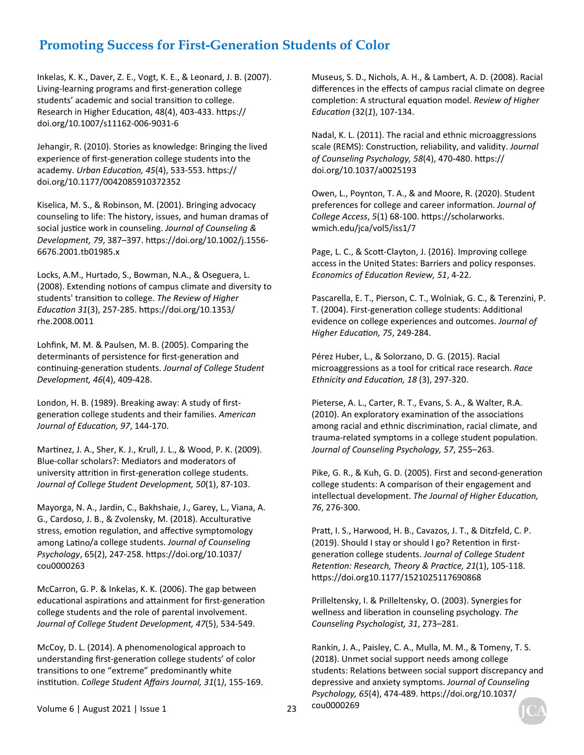Inkelas, K. K., Daver, Z. E., Vogt, K. E., & Leonard, J. B. (2007). Living-learning programs and first-generation college students' academic and social transition to college. Research in Higher Education, 48(4), 403-433. https://doi.org/10.1007/s11162-006-9031-6

Jehangir, R. (2010). Stories as knowledge: Bringing the lived experience of first-generation college students into the academy. *Urban Education, 45*(4), 533-553. https://doi.org/10.1177/0042085910372352

Kiselica, M. S., & Robinson, M. (2001). Bringing advocacy counseling to life: The history, issues, and human dramas of social justice work in counseling. *Journal of Counseling & Development, 79*, 387–397. https://doi.org/10.1002/j.1556-6676.2001.tb01985.x

Locks, A.M., Hurtado, S., Bowman, N.A., & Oseguera, L. (2008). Extending notions of campus climate and diversity to students' transition to college. *The Review of Higher Education 31*(3), 257-285. https://doi.org/10.1353/rhe.2008.0011

Lohfink, M. M. & Paulsen, M. B. (2005). Comparing the determinants of persistence for first-generation and continuing-generation students. *Journal of College Student Development, 46*(4), 409-428.

London, H. B. (1989). Breaking away: A study of first-generation college students and their families. *American Journal of Education, 97*, 144-170.

Martinez, J. A., Sher, K. J., Krull, J. L., & Wood, P. K. (2009). Blue-collar scholars?: Mediators and moderators of university attrition in first-generation college students. *Journal of College Student Development, 50*(1), 87-103.

Mayorga, N. A., Jardin, C., Bakhshaie, J., Garey, L., Viana, A. G., Cardoso, J. B., & Zvolensky, M. (2018). Acculturative stress, emotion regulation, and affective symptomology among Latino/a college students. *Journal of Counseling Psychology*, 65(2), 247-258. https://doi.org/10.1037/cou0000263

McCarron, G. P. & Inkelas, K. K. (2006). The gap between educational aspirations and attainment for first-generation college students and the role of parental involvement. *Journal of College Student Development, 47*(5), 534-549.

McCoy, D. L. (2014). A phenomenological approach to understanding first-generation college students' of color transitions to one "extreme" predominantly white institution. *College Student Affairs Journal, 31*(1*)*, 155-169.

Museus, S. D., Nichols, A. H., & Lambert, A. D. (2008). Racial differences in the effects of campus racial climate on degree completion: A structural equation model. *Review of Higher Education* (32(*1*), 107-134.

Nadal, K. L. (2011). The racial and ethnic microaggressions scale (REMS): Construction, reliability, and validity. *Journal of Counseling Psychology, 58*(4), 470-480. https://doi.org/10.1037/a0025193

Owen, L., Poynton, T. A., & and Moore, R. (2020). Student preferences for college and career information. *Journal of College Access*, *5*(1) 68-100. https://scholarworks.wmich.edu/jca/vol5/iss1/7

Page, L. C., & Scott-Clayton, J. (2016). Improving college access in the United States: Barriers and policy responses. *Economics of Education Review, 51*, 4-22.

Pascarella, E. T., Pierson, C. T., Wolniak, G. C., & Terenzini, P. T. (2004). First-generation college students: Additional evidence on college experiences and outcomes. *Journal of Higher Education, 75*, 249-284.

Pérez Huber, L., & Solorzano, D. G. (2015). Racial microaggressions as a tool for critical race research. *Race Ethnicity and Education, 18* (3), 297-320.

Pieterse, A. L., Carter, R. T., Evans, S. A., & Walter, R.A. (2010). An exploratory examination of the associations among racial and ethnic discrimination, racial climate, and trauma-related symptoms in a college student population. *Journal of Counseling Psychology, 57*, 255–263.

Pike, G. R., & Kuh, G. D. (2005). First and second-generation college students: A comparison of their engagement and intellectual development. *The Journal of Higher Education, 76*, 276-300.

Pratt, I. S., Harwood, H. B., Cavazos, J. T., & Ditzfeld, C. P. (2019). Should I stay or should I go? Retention in first-generation college students. *Journal of College Student Retention: Research, Theory & Practice, 21*(1), 105-118. https://doi.org10.1177/1521025117690868

Prilleltensky, I. & Prilleltensky, O. (2003). Synergies for wellness and liberation in counseling psychology. *The Counseling Psychologist, 31*, 273–281.

Rankin, J. A., Paisley, C. A., Mulla, M. M., & Tomeny, T. S. (2018). Unmet social support needs among college students: Relations between social support discrepancy and depressive and anxiety symptoms. *Journal of Counseling Psychology, 65*(4), 474-489. https://doi.org/10.1037/cou0000269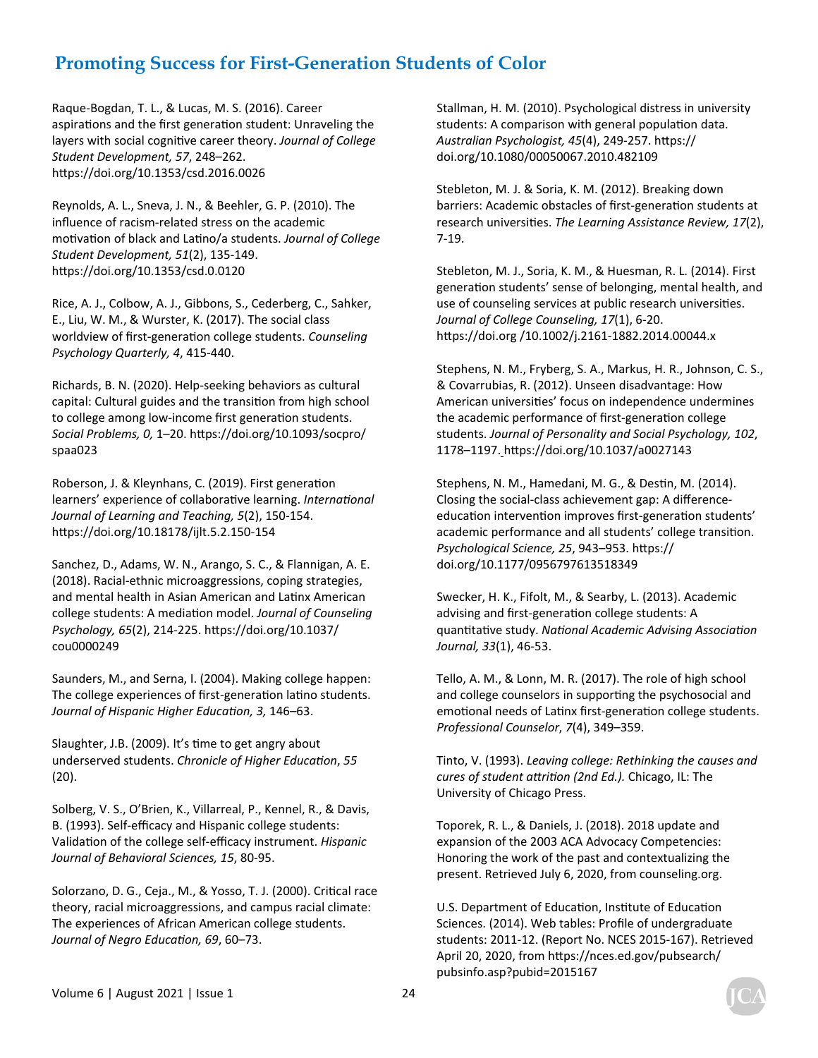Raque-Bogdan, T. L., & Lucas, M. S. (2016). Career aspirations and the first generation student: Unraveling the layers with social cognitive career theory. *Journal of College Student Development, 57*, 248–262. https://doi.org/10.1353/csd.2016.0026

Reynolds, A. L., Sneva, J. N., & Beehler, G. P. (2010). The influence of racism-related stress on the academic motivation of black and Latino/a students. *Journal of College Student Development, 51*(2), 135-149. https://doi.org/10.1353/csd.0.0120

Rice, A. J., Colbow, A. J., Gibbons, S., Cederberg, C., Sahker, E., Liu, W. M., & Wurster, K. (2017). The social class worldview of first-generation college students. *Counseling Psychology Quarterly, 4*, 415-440.

Richards, B. N. (2020). Help-seeking behaviors as cultural capital: Cultural guides and the transition from high school to college among low-income first generation students. *Social Problems, 0,* 1–20. https://doi.org/10.1093/socpro/spaa023

Roberson, J. & Kleynhans, C. (2019). First generation learners' experience of collaborative learning. *International Journal of Learning and Teaching, 5*(2), 150-154. https://doi.org/10.18178/ijlt.5.2.150-154

Sanchez, D., Adams, W. N., Arango, S. C., & Flannigan, A. E. (2018). Racial-ethnic microaggressions, coping strategies, and mental health in Asian American and Latinx American college students: A mediation model. *Journal of Counseling Psychology, 65*(2), 214-225. https://doi.org/10.1037/cou0000249

Saunders, M., and Serna, I. (2004). Making college happen: The college experiences of first-generation latino students. *Journal of Hispanic Higher Education, 3,* 146–63.

Slaughter, J.B. (2009). It's time to get angry about underserved students. *Chronicle of Higher Education*, *55* (20).

Solberg, V. S., O'Brien, K., Villarreal, P., Kennel, R., & Davis, B. (1993). Self-efficacy and Hispanic college students: Validation of the college self-efficacy instrument. *Hispanic Journal of Behavioral Sciences, 15*, 80-95.

Solorzano, D. G., Ceja., M., & Yosso, T. J. (2000). Critical race theory, racial microaggressions, and campus racial climate: The experiences of African American college students. *Journal of Negro Education, 69*, 60–73.

Stallman, H. M. (2010). Psychological distress in university students: A comparison with general population data. *Australian Psychologist, 45*(4), 249-257. https://doi.org/10.1080/00050067.2010.482109

Stebleton, M. J. & Soria, K. M. (2012). Breaking down barriers: Academic obstacles of first-generation students at research universities. *The Learning Assistance Review, 17*(2), 7-19.

Stebleton, M. J., Soria, K. M., & Huesman, R. L. (2014). First generation students' sense of belonging, mental health, and use of counseling services at public research universities. *Journal of College Counseling, 17*(1), 6-20. https://doi.org /10.1002/j.2161-1882.2014.00044.x

Stephens, N. M., Fryberg, S. A., Markus, H. R., Johnson, C. S., & Covarrubias, R. (2012). Unseen disadvantage: How American universities' focus on independence undermines the academic performance of first-generation college students. *Journal of Personality and Social Psychology, 102*, 1178–1197. https://doi.org/10.1037/a0027143

Stephens, N. M., Hamedani, M. G., & Destin, M. (2014). Closing the social-class achievement gap: A difference-education intervention improves first-generation students' academic performance and all students' college transition. *Psychological Science, 25*, 943–953. https://doi.org/10.1177/0956797613518349

Swecker, H. K., Fifolt, M., & Searby, L. (2013). Academic advising and first-generation college students: A quantitative study. *National Academic Advising Association Journal, 33*(1), 46-53.

Tello, A. M., & Lonn, M. R. (2017). The role of high school and college counselors in supporting the psychosocial and emotional needs of Latinx first-generation college students. *Professional Counselor*, *7*(4), 349–359.

Tinto, V. (1993). *Leaving college: Rethinking the causes and cures of student attrition (2nd Ed.).* Chicago, IL: The University of Chicago Press.

Toporek, R. L., & Daniels, J. (2018). 2018 update and expansion of the 2003 ACA Advocacy Competencies: Honoring the work of the past and contextualizing the present. Retrieved July 6, 2020, from counseling.org.

U.S. Department of Education, Institute of Education Sciences. (2014). Web tables: Profile of undergraduate students: 2011-12. (Report No. NCES 2015-167). Retrieved April 20, 2020, from https://nces.ed.gov/pubsearch/pubsinfo.asp?pubid=2015167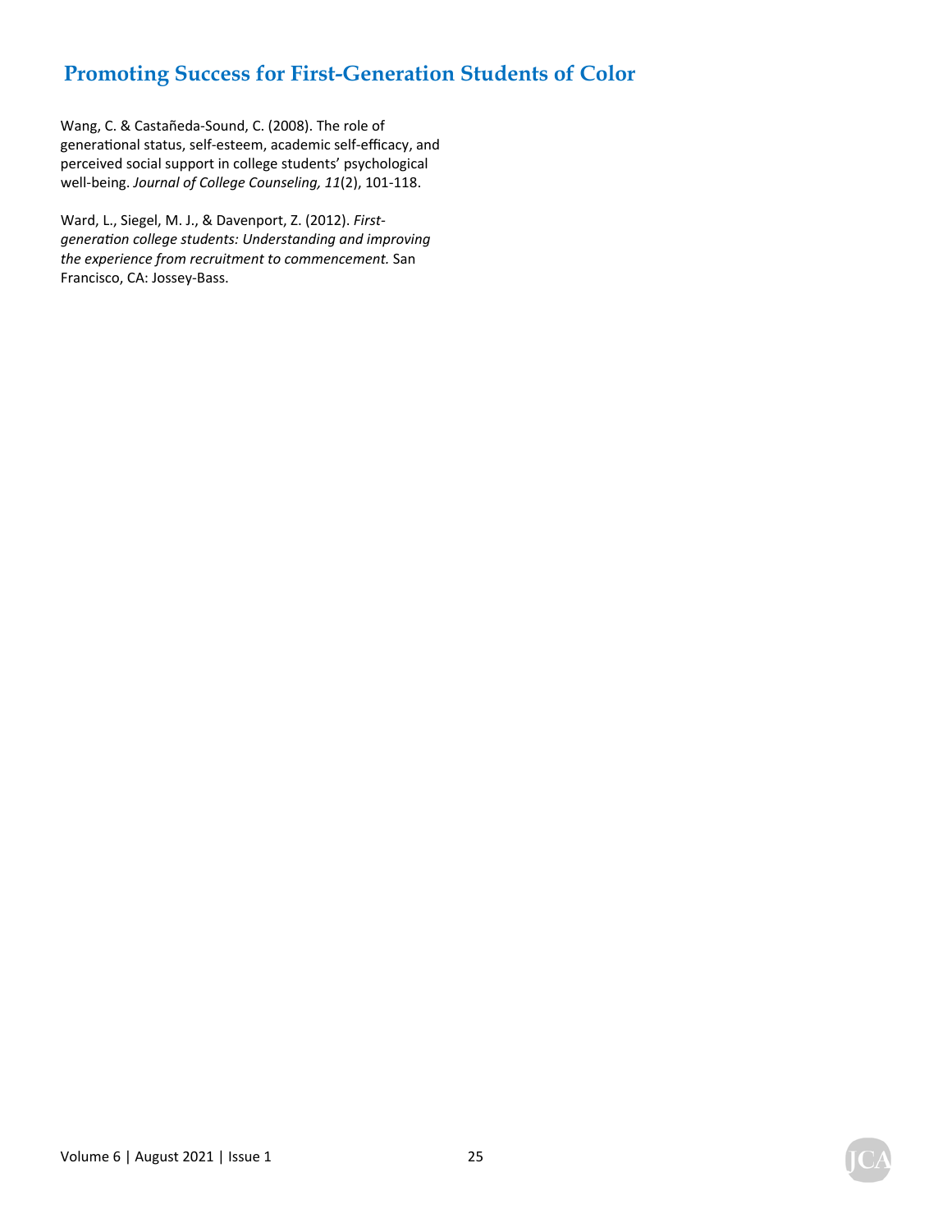Wang, C. & Castañeda-Sound, C. (2008). The role of generational status, self-esteem, academic self-efficacy, and perceived social support in college students' psychological well-being. *Journal of College Counseling, 11*(2), 101-118.

Ward, L., Siegel, M. J., & Davenport, Z. (2012). *First-generation college students: Understanding and improving the experience from recruitment to commencement.* San Francisco, CA: Jossey-Bass.